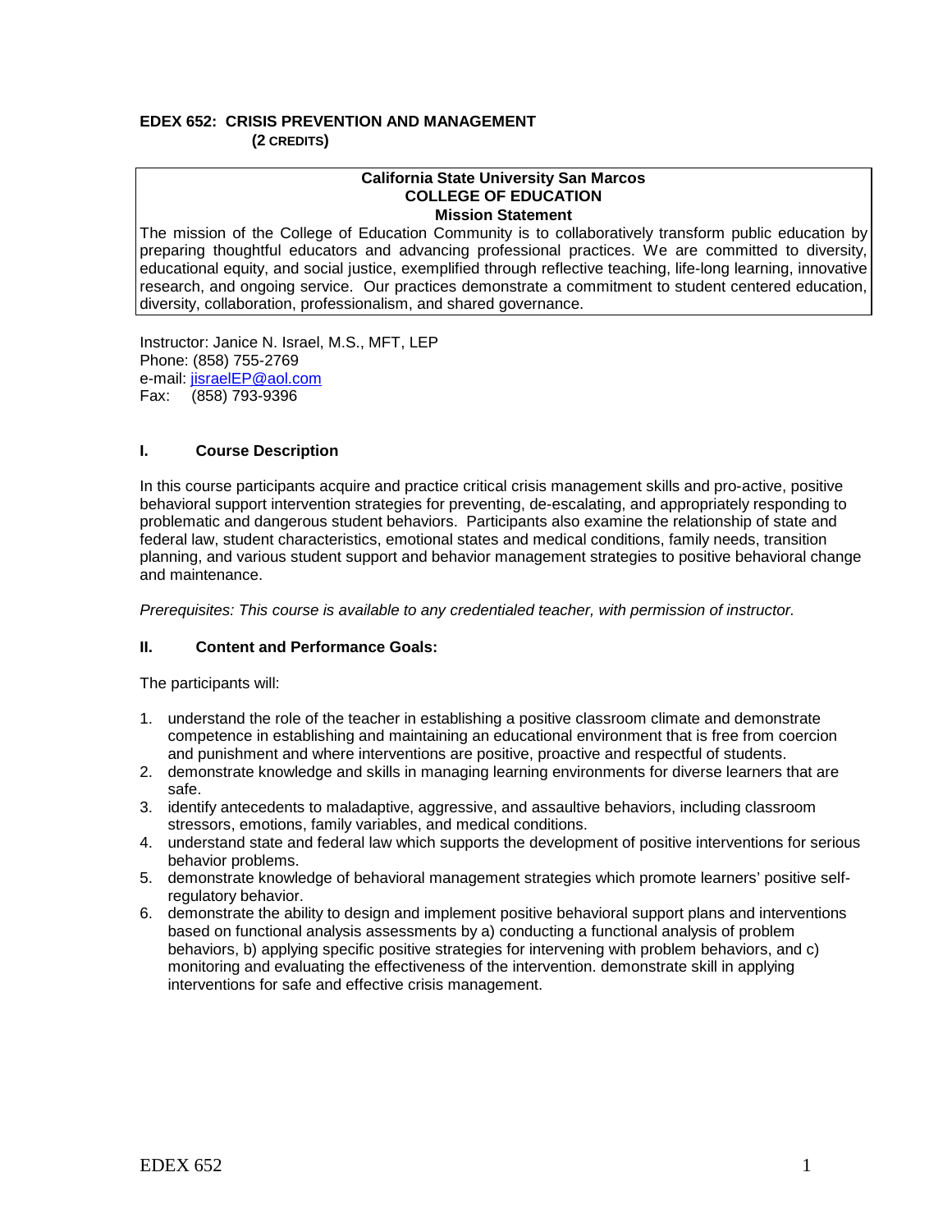## EDEX 652: CRISIS PREVENTION AND MANAGEMENT
**(2 CREDITS)**

> **California State University San Marcos**
> **COLLEGE OF EDUCATION**
> **Mission Statement**
> The mission of the College of Education Community is to collaboratively transform public education by preparing thoughtful educators and advancing professional practices. We are committed to diversity, educational equity, and social justice, exemplified through reflective teaching, life-long learning, innovative research, and ongoing service. Our practices demonstrate a commitment to student centered education, diversity, collaboration, professionalism, and shared governance.

Instructor: Janice N. Israel, M.S., MFT, LEP
Phone: (858) 755-2769
e-mail: jisraelEP@aol.com
Fax: (858) 793-9396

### I. Course Description

In this course participants acquire and practice critical crisis management skills and pro-active, positive behavioral support intervention strategies for preventing, de-escalating, and appropriately responding to problematic and dangerous student behaviors. Participants also examine the relationship of state and federal law, student characteristics, emotional states and medical conditions, family needs, transition planning, and various student support and behavior management strategies to positive behavioral change and maintenance.

*Prerequisites: This course is available to any credentialed teacher, with permission of instructor.*

### II. Content and Performance Goals:

The participants will:

1. understand the role of the teacher in establishing a positive classroom climate and demonstrate competence in establishing and maintaining an educational environment that is free from coercion and punishment and where interventions are positive, proactive and respectful of students.
2. demonstrate knowledge and skills in managing learning environments for diverse learners that are safe.
3. identify antecedents to maladaptive, aggressive, and assaultive behaviors, including classroom stressors, emotions, family variables, and medical conditions.
4. understand state and federal law which supports the development of positive interventions for serious behavior problems.
5. demonstrate knowledge of behavioral management strategies which promote learners' positive self-regulatory behavior.
6. demonstrate the ability to design and implement positive behavioral support plans and interventions based on functional analysis assessments by a) conducting a functional analysis of problem behaviors, b) applying specific positive strategies for intervening with problem behaviors, and c) monitoring and evaluating the effectiveness of the intervention. demonstrate skill in applying interventions for safe and effective crisis management.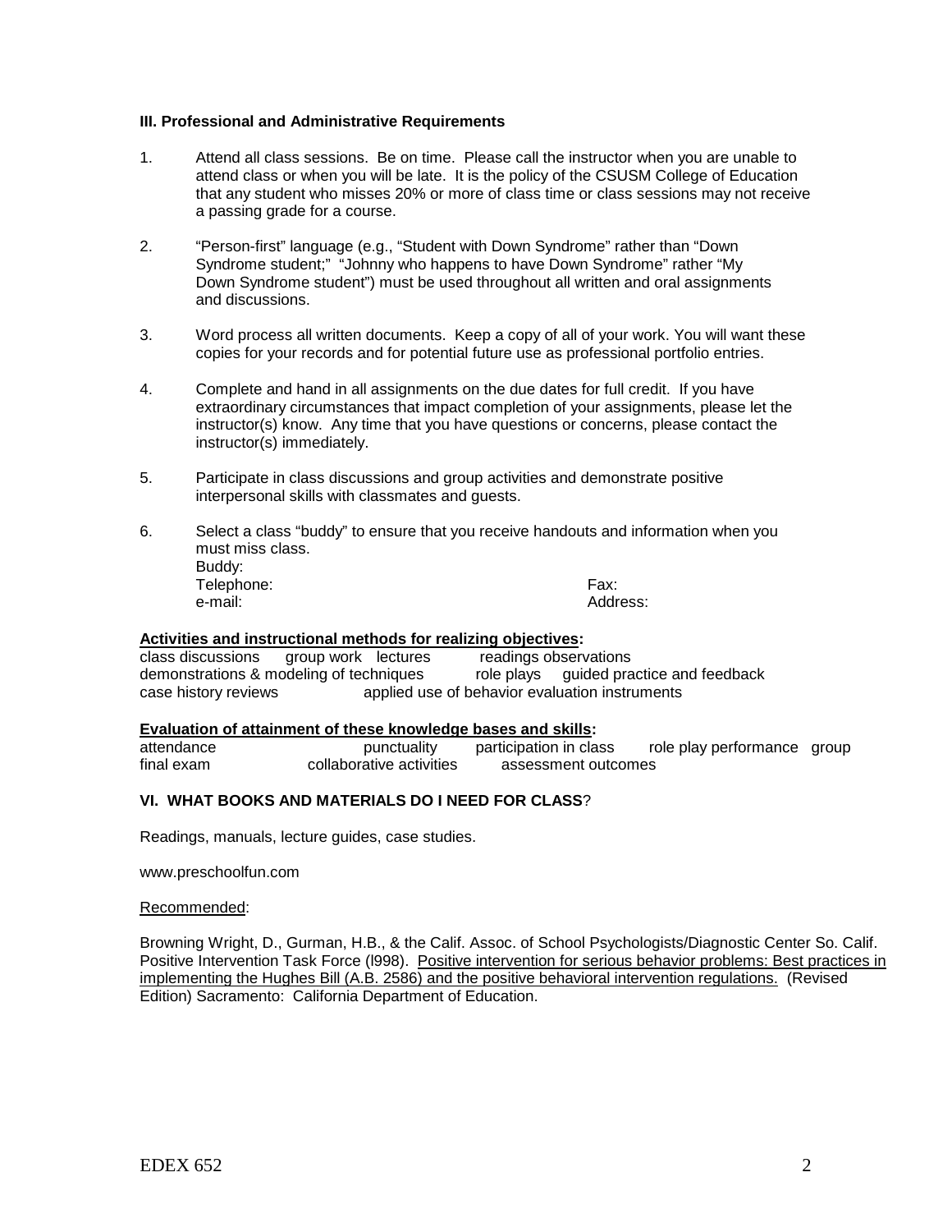**III. Professional and Administrative Requirements**

1. Attend all class sessions. Be on time. Please call the instructor when you are unable to attend class or when you will be late. It is the policy of the CSUSM College of Education that any student who misses 20% or more of class time or class sessions may not receive a passing grade for a course.

2. "Person-first" language (e.g., "Student with Down Syndrome" rather than "Down Syndrome student;" "Johnny who happens to have Down Syndrome" rather "My Down Syndrome student") must be used throughout all written and oral assignments and discussions.

3. Word process all written documents. Keep a copy of all of your work. You will want these copies for your records and for potential future use as professional portfolio entries.

4. Complete and hand in all assignments on the due dates for full credit. If you have extraordinary circumstances that impact completion of your assignments, please let the instructor(s) know. Any time that you have questions or concerns, please contact the instructor(s) immediately.

5. Participate in class discussions and group activities and demonstrate positive interpersonal skills with classmates and guests.

6. Select a class "buddy" to ensure that you receive handouts and information when you must miss class.
   Buddy:
   Telephone: Fax:
   e-mail: Address:

**Activities and instructional methods for realizing objectives:**

class discussions group work lectures readings observations
demonstrations & modeling of techniques role plays guided practice and feedback
case history reviews applied use of behavior evaluation instruments

**Evaluation of attainment of these knowledge bases and skills:**

attendance punctuality participation in class role play performance group
final exam collaborative activities assessment outcomes

**VI. WHAT BOOKS AND MATERIALS DO I NEED FOR CLASS?**

Readings, manuals, lecture guides, case studies.

www.preschoolfun.com

Recommended:

Browning Wright, D., Gurman, H.B., & the Calif. Assoc. of School Psychologists/Diagnostic Center So. Calif. Positive Intervention Task Force (l998). Positive intervention for serious behavior problems: Best practices in implementing the Hughes Bill (A.B. 2586) and the positive behavioral intervention regulations. (Revised Edition) Sacramento: California Department of Education.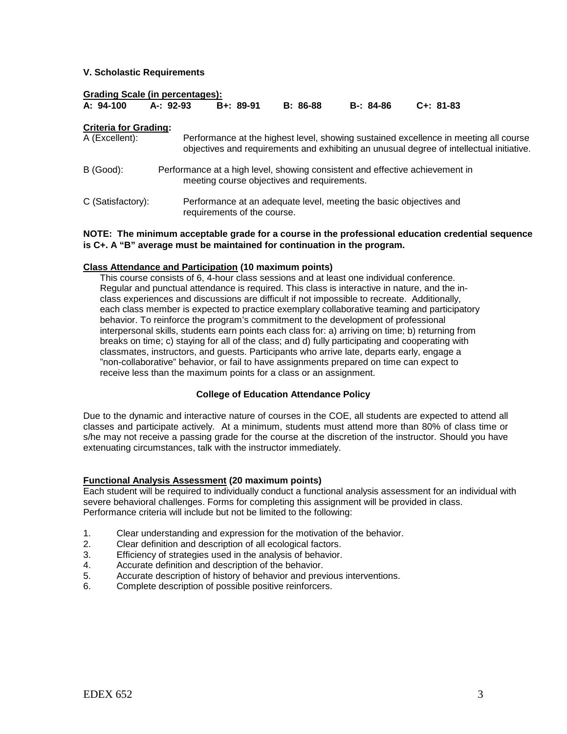### V. Scholastic Requirements

**Grading Scale (in percentages):**

| A: 94-100 | A-: 92-93 | B+: 89-91 | B: 86-88 | B-: 84-86 | C+: 81-83 |
|---|---|---|---|---|---|

**Criteria for Grading:**

A (Excellent): Performance at the highest level, showing sustained excellence in meeting all course objectives and requirements and exhibiting an unusual degree of intellectual initiative.

B (Good): Performance at a high level, showing consistent and effective achievement in meeting course objectives and requirements.

C (Satisfactory): Performance at an adequate level, meeting the basic objectives and requirements of the course.

**NOTE: The minimum acceptable grade for a course in the professional education credential sequence is C+. A "B" average must be maintained for continuation in the program.**

**Class Attendance and Participation (10 maximum points)**

This course consists of 6, 4-hour class sessions and at least one individual conference. Regular and punctual attendance is required. This class is interactive in nature, and the in-class experiences and discussions are difficult if not impossible to recreate. Additionally, each class member is expected to practice exemplary collaborative teaming and participatory behavior. To reinforce the program's commitment to the development of professional interpersonal skills, students earn points each class for: a) arriving on time; b) returning from breaks on time; c) staying for all of the class; and d) fully participating and cooperating with classmates, instructors, and guests. Participants who arrive late, departs early, engage a "non-collaborative" behavior, or fail to have assignments prepared on time can expect to receive less than the maximum points for a class or an assignment.

**College of Education Attendance Policy**

Due to the dynamic and interactive nature of courses in the COE, all students are expected to attend all classes and participate actively. At a minimum, students must attend more than 80% of class time or s/he may not receive a passing grade for the course at the discretion of the instructor. Should you have extenuating circumstances, talk with the instructor immediately.

**Functional Analysis Assessment (20 maximum points)**

Each student will be required to individually conduct a functional analysis assessment for an individual with severe behavioral challenges. Forms for completing this assignment will be provided in class. Performance criteria will include but not be limited to the following:

1. Clear understanding and expression for the motivation of the behavior.
2. Clear definition and description of all ecological factors.
3. Efficiency of strategies used in the analysis of behavior.
4. Accurate definition and description of the behavior.
5. Accurate description of history of behavior and previous interventions.
6. Complete description of possible positive reinforcers.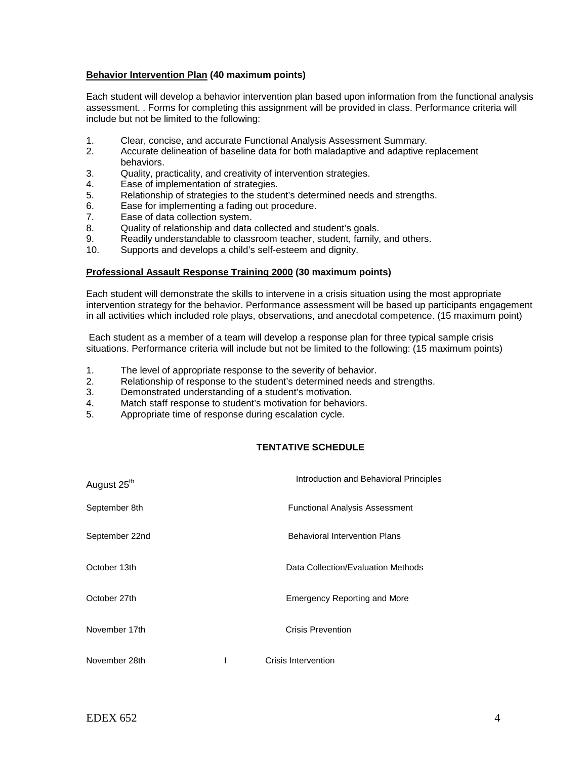**<u>Behavior Intervention Plan</u> (40 maximum points)**

Each student will develop a behavior intervention plan based upon information from the functional analysis assessment. . Forms for completing this assignment will be provided in class. Performance criteria will include but not be limited to the following:

1. Clear, concise, and accurate Functional Analysis Assessment Summary.
2. Accurate delineation of baseline data for both maladaptive and adaptive replacement behaviors.
3. Quality, practicality, and creativity of intervention strategies.
4. Ease of implementation of strategies.
5. Relationship of strategies to the student's determined needs and strengths.
6. Ease for implementing a fading out procedure.
7. Ease of data collection system.
8. Quality of relationship and data collected and student's goals.
9. Readily understandable to classroom teacher, student, family, and others.
10. Supports and develops a child's self-esteem and dignity.

**<u>Professional Assault Response Training 2000</u> (30 maximum points)**

Each student will demonstrate the skills to intervene in a crisis situation using the most appropriate intervention strategy for the behavior. Performance assessment will be based up participants engagement in all activities which included role plays, observations, and anecdotal competence. (15 maximum point)

Each student as a member of a team will develop a response plan for three typical sample crisis situations. Performance criteria will include but not be limited to the following: (15 maximum points)

1. The level of appropriate response to the severity of behavior.
2. Relationship of response to the student's determined needs and strengths.
3. Demonstrated understanding of a student's motivation.
4. Match staff response to student's motivation for behaviors.
5. Appropriate time of response during escalation cycle.

**TENTATIVE SCHEDULE**

| | |
|---|---|
| August 25th | Introduction and Behavioral Principles |
| September 8th | Functional Analysis Assessment |
| September 22nd | Behavioral Intervention Plans |
| October 13th | Data Collection/Evaluation Methods |
| October 27th | Emergency Reporting and More |
| November 17th | Crisis Prevention |
| November 28th | Crisis Intervention |